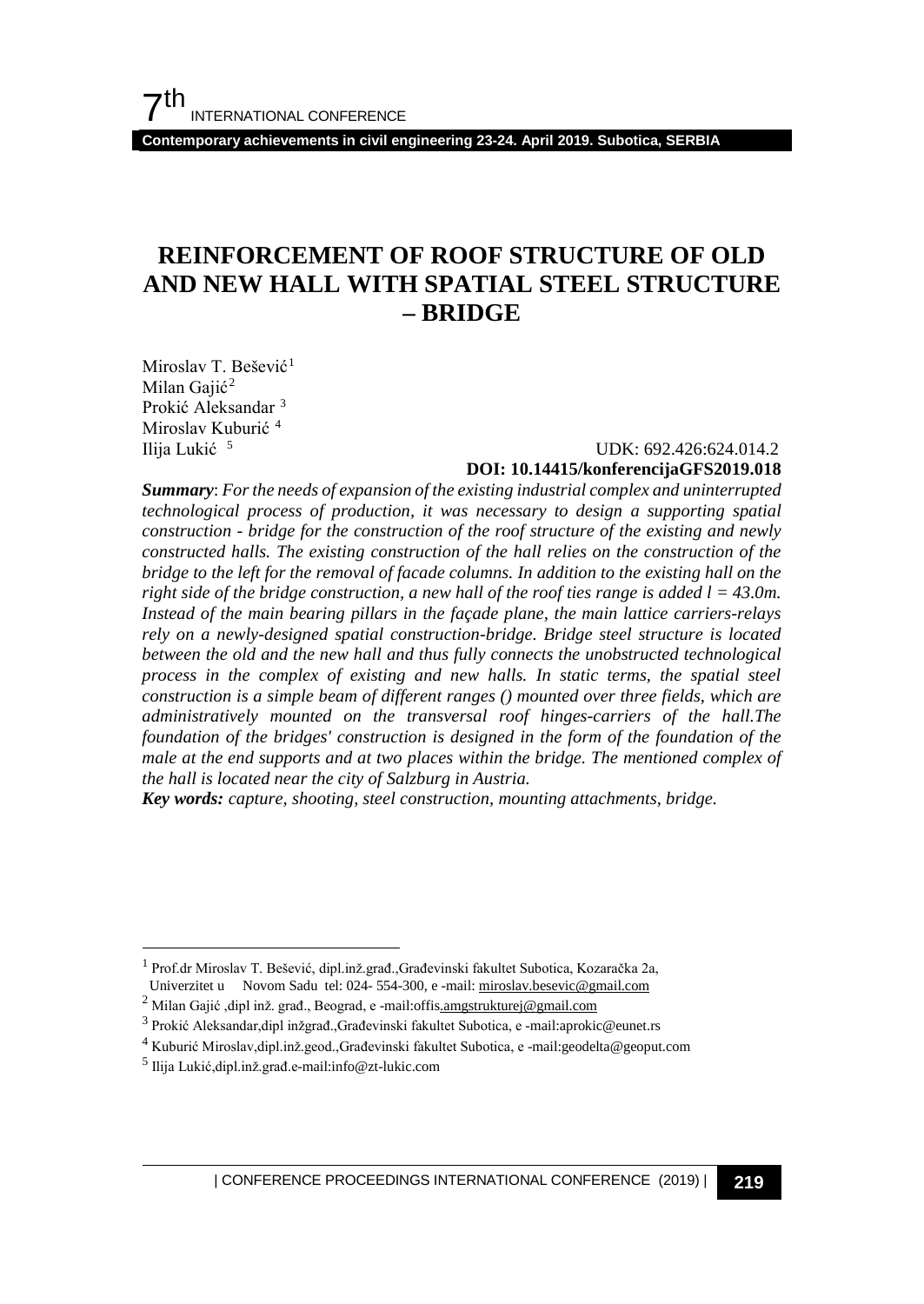# REINFORCEMENT OF ROOF STRUCTURE OF OLD AND NEW HALL WITH SPATIAL STEEL STRUCTURE – BRIDGE

Miroslav T. Bešević[1]
Milan Gajić[2]
Prokić Aleksandar[3]
Miroslav Kuburić[4]
Ilija Lukić[5]

UDK: 692.426:624.014.2
**DOI: 10.14415/konferencijaGFS2019.018**

***Summary***: *For the needs of expansion of the existing industrial complex and uninterrupted technological process of production, it was necessary to design a supporting spatial construction - bridge for the construction of the roof structure of the existing and newly constructed halls. The existing construction of the hall relies on the construction of the bridge to the left for the removal of facade columns. In addition to the existing hall on the right side of the bridge construction, a new hall of the roof ties range is added l = 43.0m. Instead of the main bearing pillars in the façade plane, the main lattice carriers-relays rely on a newly-designed spatial construction-bridge. Bridge steel structure is located between the old and the new hall and thus fully connects the unobstructed technological process in the complex of existing and new halls. In static terms, the spatial steel construction is a simple beam of different ranges () mounted over three fields, which are administratively mounted on the transversal roof hinges-carriers of the hall.The foundation of the bridges' construction is designed in the form of the foundation of the male at the end supports and at two places within the bridge. The mentioned complex of the hall is located near the city of Salzburg in Austria.*

***Key words:*** *capture, shooting, steel construction, mounting attachments, bridge.*

---

[1] Prof.dr Miroslav T. Bešević, dipl.inž.građ.,Građevinski fakultet Subotica, Kozaračka 2a, Univerzitet u Novom Sadu tel: 024- 554-300, e -mail: miroslav.besevic@gmail.com

[2] Milan Gajić ,dipl inž. građ., Beograd, e -mail:offis.amgstrukturej@gmail.com

[3] Prokić Aleksandar,dipl inžgrađ.,Građevinski fakultet Subotica, e -mail:aprokic@eunet.rs

[4] Kuburić Miroslav,dipl.inž.geod.,Građevinski fakultet Subotica, e -mail:geodelta@geoput.com

[5] Ilija Lukić,dipl.inž.građ.e-mail:info@zt-lukic.com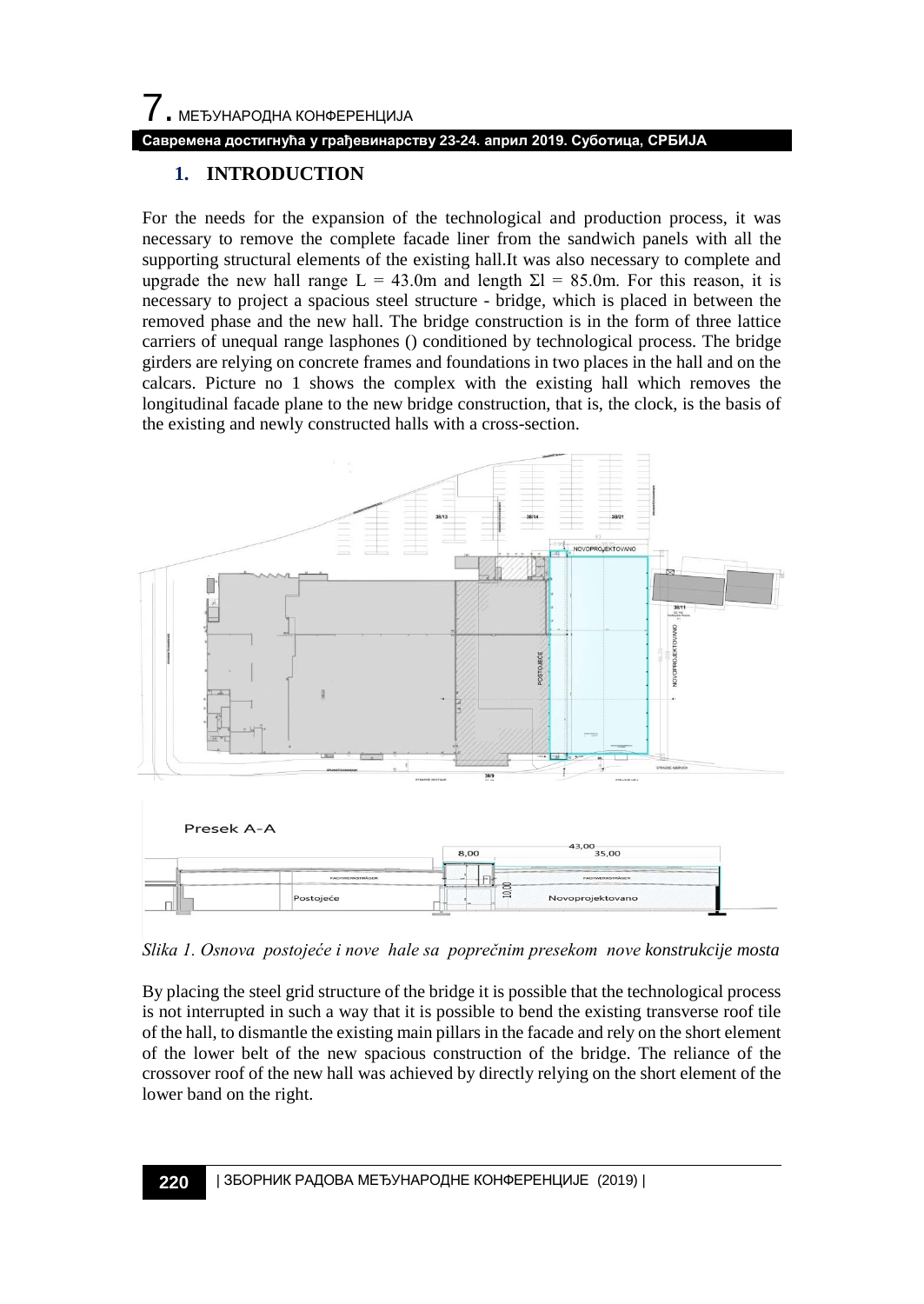## 1. INTRODUCTION

For the needs for the expansion of the technological and production process, it was necessary to remove the complete facade liner from the sandwich panels with all the supporting structural elements of the existing hall.It was also necessary to complete and upgrade the new hall range L = 43.0m and length Σl = 85.0m. For this reason, it is necessary to project a spacious steel structure - bridge, which is placed in between the removed phase and the new hall. The bridge construction is in the form of three lattice carriers of unequal range lasphones () conditioned by technological process. The bridge girders are relying on concrete frames and foundations in two places in the hall and on the calcars. Picture no 1 shows the complex with the existing hall which removes the longitudinal facade plane to the new bridge construction, that is, the clock, is the basis of the existing and newly constructed halls with a cross-section.

*Slika 1. Osnova postojeće i nove hale sa poprečnim presekom nove konstrukcije mosta*

By placing the steel grid structure of the bridge it is possible that the technological process is not interrupted in such a way that it is possible to bend the existing transverse roof tile of the hall, to dismantle the existing main pillars in the facade and rely on the short element of the lower belt of the new spacious construction of the bridge. The reliance of the crossover roof of the new hall was achieved by directly relying on the short element of the lower band on the right.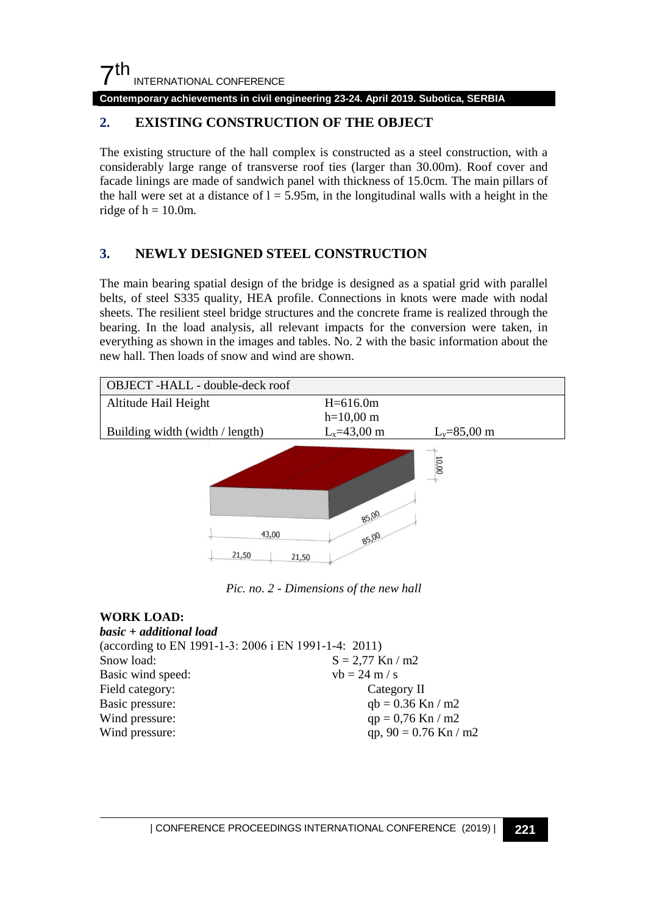## 2. EXISTING CONSTRUCTION OF THE OBJECT

The existing structure of the hall complex is constructed as a steel construction, with a considerably large range of transverse roof ties (larger than 30.00m). Roof cover and facade linings are made of sandwich panel with thickness of 15.0cm. The main pillars of the hall were set at a distance of $l = 5.95$m, in the longitudinal walls with a height in the ridge of $h = 10.0$m.

## 3. NEWLY DESIGNED STEEL CONSTRUCTION

The main bearing spatial design of the bridge is designed as a spatial grid with parallel belts, of steel S335 quality, HEA profile. Connections in knots were made with nodal sheets. The resilient steel bridge structures and the concrete frame is realized through the bearing. In the load analysis, all relevant impacts for the conversion were taken, in everything as shown in the images and tables. No. 2 with the basic information about the new hall. Then loads of snow and wind are shown.

| OBJECT -HALL - double-deck roof | | |
|---|---|---|
| Altitude Hail Height | H=616.0m<br>h=10,00 m | |
| Building width (width / length) | $L_x$=43,00 m | $L_y$=85,00 m |

*Pic. no. 2 - Dimensions of the new hall*

**WORK LOAD:**

***basic + additional load***

(according to EN 1991-1-3: 2006 i EN 1991-1-4: 2011)

| | |
|---|---|
| Snow load: | S = 2,77 Kn / m2 |
| Basic wind speed: | vb = 24 m / s |
| Field category: | Category II |
| Basic pressure: | qb = 0.36 Kn / m2 |
| Wind pressure: | qp = 0,76 Kn / m2 |
| Wind pressure: | qp, 90 = 0.76 Kn / m2 |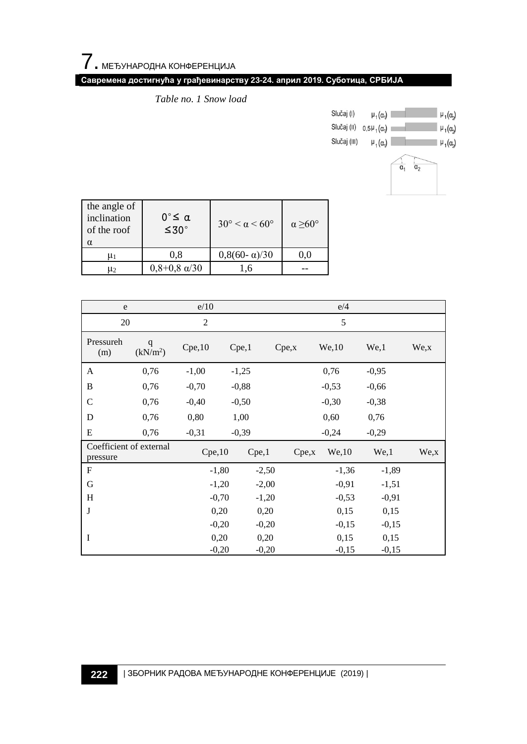*Table no. 1 Snow load*

Slučaj (I) $\mu_1(\alpha_1)$ $\mu_1(\alpha_2)$

Slučaj (II) $0{,}5\mu_1(\alpha_1)$ $\mu_1(\alpha_2)$

Slučaj (III) $\mu_1(\alpha_1)$ $\mu_1(\alpha_2)$

$\alpha_1$ $\alpha_2$

| the angle of inclination of the roof α | 0° ≤ α ≤30° | 30° < α < 60° | α ≥60° |
|---|---|---|---|
| $\mu_1$ | 0,8 | 0,8(60- α)/30 | 0,0 |
| $\mu_2$ | 0,8+0,8 α/30 | 1,6 | -- |

| e | | e/10 | | | e/4 | | |
|---|---|---|---|---|---|---|---|
| 20 | | 2 | | | 5 | | |
| Pressureh (m) | q (kN/m²) | Cpe,10 | Cpe,1 | Cpe,x | We,10 | We,1 | We,x |
| A | 0,76 | -1,00 | -1,25 | | 0,76 | -0,95 | |
| B | 0,76 | -0,70 | -0,88 | | -0,53 | -0,66 | |
| C | 0,76 | -0,40 | -0,50 | | -0,30 | -0,38 | |
| D | 0,76 | 0,80 | 1,00 | | 0,60 | 0,76 | |
| E | 0,76 | -0,31 | -0,39 | | -0,24 | -0,29 | |
| Coefficient of external pressure | | Cpe,10 | Cpe,1 | Cpe,x | We,10 | We,1 | We,x |
| F | | -1,80 | -2,50 | | -1,36 | -1,89 | |
| G | | -1,20 | -2,00 | | -0,91 | -1,51 | |
| H | | -0,70 | -1,20 | | -0,53 | -0,91 | |
| J | | 0,20 | 0,20 | | 0,15 | 0,15 | |
| | | -0,20 | -0,20 | | -0,15 | -0,15 | |
| I | | 0,20 | 0,20 | | 0,15 | 0,15 | |
| | | -0,20 | -0,20 | | -0,15 | -0,15 | |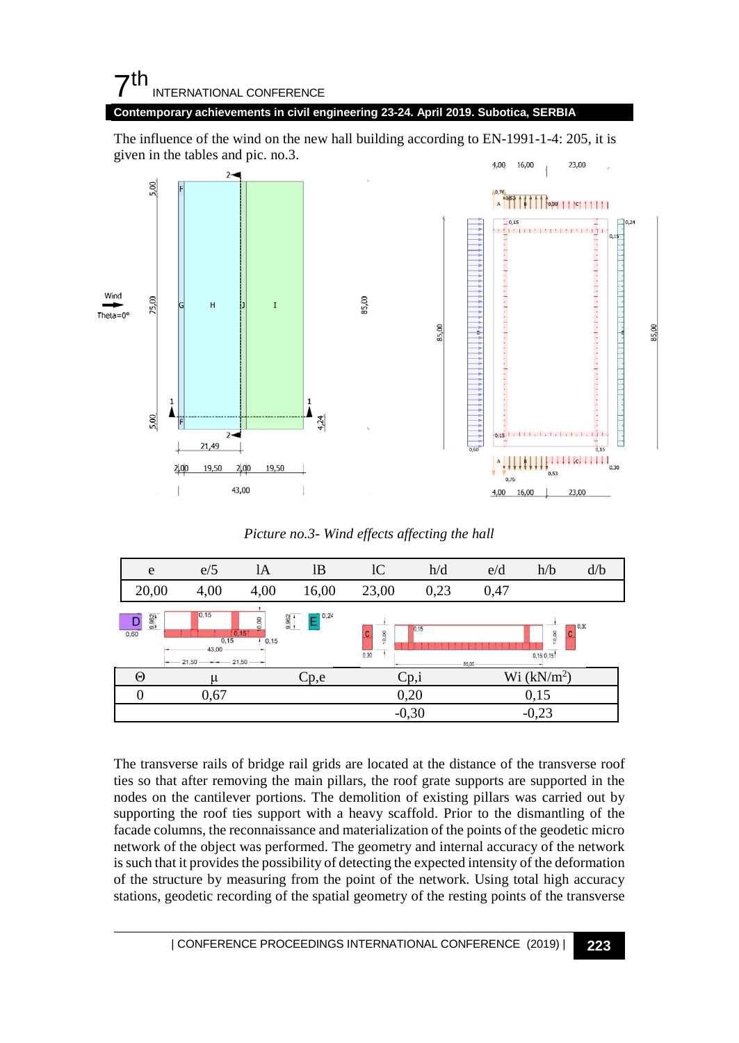The influence of the wind on the new hall building according to EN-1991-1-4: 205, it is given in the tables and pic. no.3.

*Picture no.3- Wind effects affecting the hall*

| e | e/5 | lA | lB | lC | h/d | e/d | h/b | d/b |
|---|---|---|---|---|---|---|---|---|
| 20,00 | 4,00 | 4,00 | 16,00 | 23,00 | 0,23 | 0,47 | | |

| Θ | μ | Cp,e | Cp,i | Wi (kN/m²) |
|---|---|---|---|---|
| 0 | 0,67 | | 0,20 | 0,15 |
| | | | -0,30 | -0,23 |

The transverse rails of bridge rail grids are located at the distance of the transverse roof ties so that after removing the main pillars, the roof grate supports are supported in the nodes on the cantilever portions. The demolition of existing pillars was carried out by supporting the roof ties support with a heavy scaffold. Prior to the dismantling of the facade columns, the reconnaissance and materialization of the points of the geodetic micro network of the object was performed. The geometry and internal accuracy of the network is such that it provides the possibility of detecting the expected intensity of the deformation of the structure by measuring from the point of the network. Using total high accuracy stations, geodetic recording of the spatial geometry of the resting points of the transverse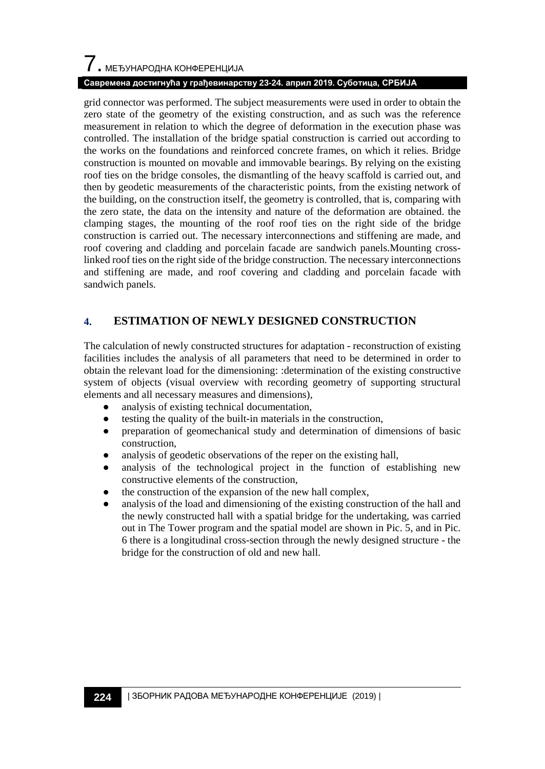grid connector was performed. The subject measurements were used in order to obtain the zero state of the geometry of the existing construction, and as such was the reference measurement in relation to which the degree of deformation in the execution phase was controlled. The installation of the bridge spatial construction is carried out according to the works on the foundations and reinforced concrete frames, on which it relies. Bridge construction is mounted on movable and immovable bearings. By relying on the existing roof ties on the bridge consoles, the dismantling of the heavy scaffold is carried out, and then by geodetic measurements of the characteristic points, from the existing network of the building, on the construction itself, the geometry is controlled, that is, comparing with the zero state, the data on the intensity and nature of the deformation are obtained. the clamping stages, the mounting of the roof roof ties on the right side of the bridge construction is carried out. The necessary interconnections and stiffening are made, and roof covering and cladding and porcelain facade are sandwich panels.Mounting cross-linked roof ties on the right side of the bridge construction. The necessary interconnections and stiffening are made, and roof covering and cladding and porcelain facade with sandwich panels.

## 4. ESTIMATION OF NEWLY DESIGNED CONSTRUCTION

The calculation of newly constructed structures for adaptation - reconstruction of existing facilities includes the analysis of all parameters that need to be determined in order to obtain the relevant load for the dimensioning: :determination of the existing constructive system of objects (visual overview with recording geometry of supporting structural elements and all necessary measures and dimensions),

- analysis of existing technical documentation,
- testing the quality of the built-in materials in the construction,
- preparation of geomechanical study and determination of dimensions of basic construction,
- analysis of geodetic observations of the reper on the existing hall,
- analysis of the technological project in the function of establishing new constructive elements of the construction,
- the construction of the expansion of the new hall complex,
- analysis of the load and dimensioning of the existing construction of the hall and the newly constructed hall with a spatial bridge for the undertaking, was carried out in The Tower program and the spatial model are shown in Pic. 5, and in Pic. 6 there is a longitudinal cross-section through the newly designed structure - the bridge for the construction of old and new hall.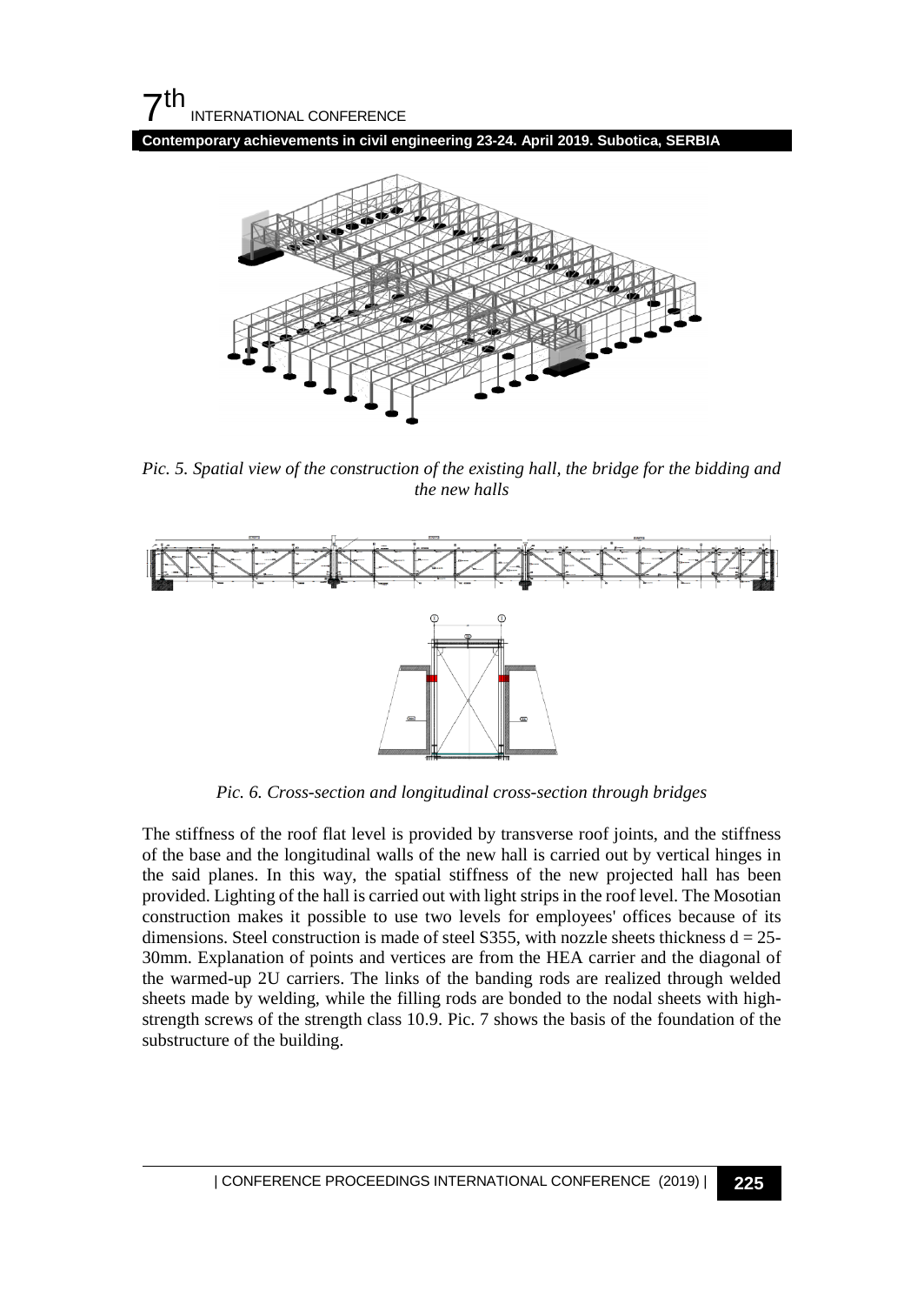*Pic. 5. Spatial view of the construction of the existing hall, the bridge for the bidding and the new halls*

*Pic. 6. Cross-section and longitudinal cross-section through bridges*

The stiffness of the roof flat level is provided by transverse roof joints, and the stiffness of the base and the longitudinal walls of the new hall is carried out by vertical hinges in the said planes. In this way, the spatial stiffness of the new projected hall has been provided. Lighting of the hall is carried out with light strips in the roof level. The Mosotian construction makes it possible to use two levels for employees' offices because of its dimensions. Steel construction is made of steel S355, with nozzle sheets thickness d = 25-30mm. Explanation of points and vertices are from the HEA carrier and the diagonal of the warmed-up 2U carriers. The links of the banding rods are realized through welded sheets made by welding, while the filling rods are bonded to the nodal sheets with high-strength screws of the strength class 10.9. Pic. 7 shows the basis of the foundation of the substructure of the building.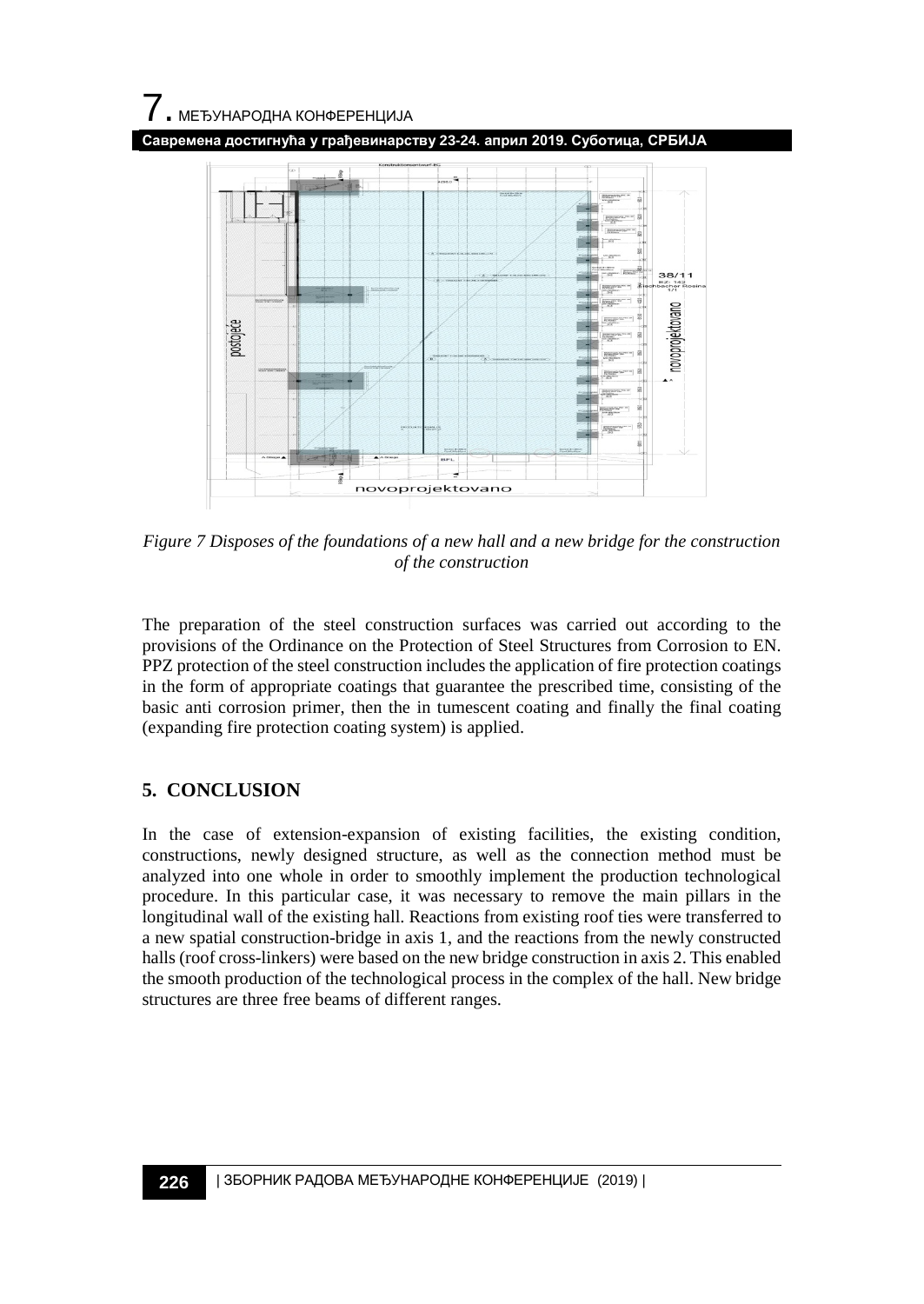*Figure 7 Disposes of the foundations of a new hall and a new bridge for the construction of the construction*

The preparation of the steel construction surfaces was carried out according to the provisions of the Ordinance on the Protection of Steel Structures from Corrosion to EN. PPZ protection of the steel construction includes the application of fire protection coatings in the form of appropriate coatings that guarantee the prescribed time, consisting of the basic anti corrosion primer, then the in tumescent coating and finally the final coating (expanding fire protection coating system) is applied.

## 5. CONCLUSION

In the case of extension-expansion of existing facilities, the existing condition, constructions, newly designed structure, as well as the connection method must be analyzed into one whole in order to smoothly implement the production technological procedure. In this particular case, it was necessary to remove the main pillars in the longitudinal wall of the existing hall. Reactions from existing roof ties were transferred to a new spatial construction-bridge in axis 1, and the reactions from the newly constructed halls (roof cross-linkers) were based on the new bridge construction in axis 2. This enabled the smooth production of the technological process in the complex of the hall. New bridge structures are three free beams of different ranges.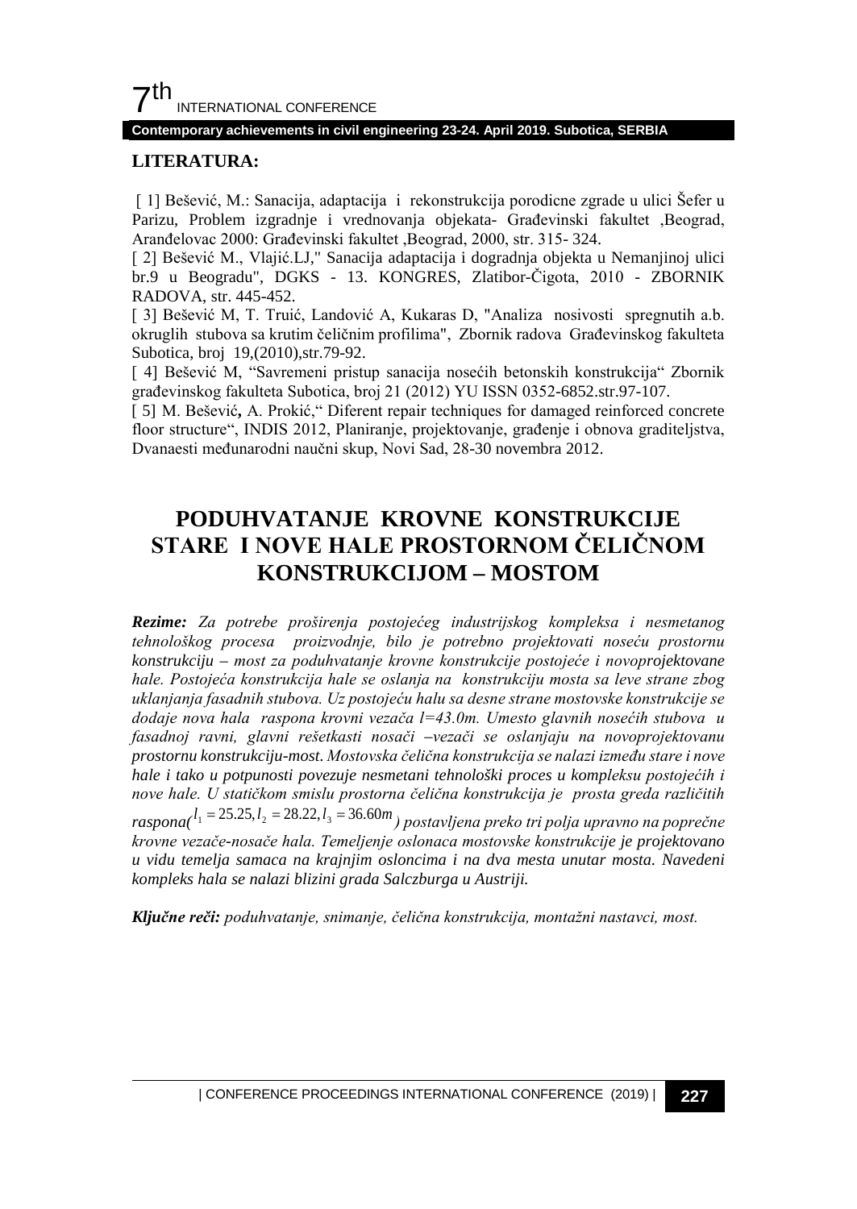## LITERATURA:

[ 1] Bešević, M.: Sanacija, adaptacija i rekonstrukcija porodicne zgrade u ulici Šefer u Parizu, Problem izgradnje i vrednovanja objekata- Građevinski fakultet ,Beograd, Aranđelovac 2000: Građevinski fakultet ,Beograd, 2000, str. 315- 324.

[ 2] Bešević M., Vlajić.LJ," Sanacija adaptacija i dogradnja objekta u Nemanjinoj ulici br.9 u Beogradu", DGKS - 13. KONGRES, Zlatibor-Čigota, 2010 - ZBORNIK RADOVA, str. 445-452.

[ 3] Bešević M, T. Truić, Landović A, Kukaras D, "Analiza nosivosti spregnutih a.b. okruglih stubova sa krutim čeličnim profilima", Zbornik radova Građevinskog fakulteta Subotica, broj 19,(2010),str.79-92.

[ 4] Bešević M, "Savremeni pristup sanacija nosećih betonskih konstrukcija" Zbornik građevinskog fakulteta Subotica, broj 21 (2012) YU ISSN 0352-6852.str.97-107.

[ 5] M. Bešević**,** A. Prokić," Diferent repair techniques for damaged reinforced concrete floor structure", INDIS 2012, Planiranje, projektovanje, građenje i obnova graditeljstva, Dvanaesti međunarodni naučni skup, Novi Sad, 28-30 novembra 2012.

# PODUHVATANJE KROVNE KONSTRUKCIJE STARE I NOVE HALE PROSTORNOM ČELIČNOM KONSTRUKCIJOM – MOSTOM

***Rezime:*** *Za potrebe proširenja postojećeg industrijskog kompleksa i nesmetanog tehnološkog procesa proizvodnje, bilo je potrebno projektovati noseću prostornu konstrukciju – most za poduhvatanje krovne konstrukcije postojeće i novoprojektovane hale. Postojeća konstrukcija hale se oslanja na konstrukciju mosta sa leve strane zbog uklanjanja fasadnih stubova. Uz postojeću halu sa desne strane mostovske konstrukcije se dodaje nova hala raspona krovni vezača l=43.0m. Umesto glavnih nosećih stubova u fasadnoj ravni, glavni rešetkasti nosači –vezači se oslanjaju na novoprojektovanu prostornu konstrukciju-most. Mostovska čelična konstrukcija se nalazi između stare i nove hale i tako u potpunosti povezuje nesmetani tehnološki proces u kompleksu postojećih i nove hale. U statičkom smislu prostorna čelična konstrukcija je prosta greda različitih raspona(*$l_1 = 25.25, l_2 = 28.22, l_3 = 36.60m$*) postavljena preko tri polja upravno na poprečne krovne vezače-nosače hala. Temeljenje oslonaca mostovske konstrukcije je projektovano u vidu temelja samaca na krajnjim osloncima i na dva mesta unutar mosta. Navedeni kompleks hala se nalazi blizini grada Salczburga u Austriji.*

***Ključne reči:*** *poduhvatanje, snimanje, čelična konstrukcija, montažni nastavci, most.*